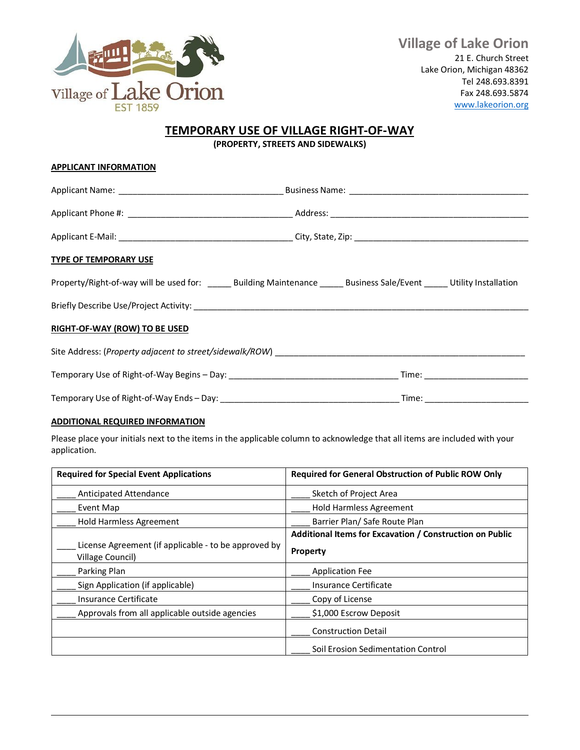**Village of Lake Orion**
21 E. Church Street
Lake Orion, Michigan 48362
Tel 248.693.8391
Fax 248.693.5874
www.lakeorion.org

# TEMPORARY USE OF VILLAGE RIGHT-OF-WAY

**(PROPERTY, STREETS AND SIDEWALKS)**

## APPLICANT INFORMATION

Applicant Name: ________________________________ Business Name: ____________________________________

Applicant Phone #: ________________________________ Address: ________________________________________

Applicant E-Mail: __________________________________ City, State, Zip: __________________________________

## TYPE OF TEMPORARY USE

Property/Right-of-way will be used for: _____ Building Maintenance _____ Business Sale/Event _____ Utility Installation

Briefly Describe Use/Project Activity: ___________________________________________________________________

## RIGHT-OF-WAY (ROW) TO BE USED

Site Address: (*Property adjacent to street/sidewalk/ROW*) ____________________________________________________

Temporary Use of Right-of-Way Begins – Day: __________________________________ Time: _____________________

Temporary Use of Right-of-Way Ends – Day: ____________________________________ Time: _____________________

## ADDITIONAL REQUIRED INFORMATION

Please place your initials next to the items in the applicable column to acknowledge that all items are included with your application.

| Required for Special Event Applications | Required for General Obstruction of Public ROW Only |
|---|---|
| ____ Anticipated Attendance | ____ Sketch of Project Area |
| ____ Event Map | ____ Hold Harmless Agreement |
| ____ Hold Harmless Agreement | ____ Barrier Plan/ Safe Route Plan |
| ____ License Agreement (if applicable - to be approved by Village Council) | **Additional Items for Excavation / Construction on Public Property** |
| ____ Parking Plan | ____ Application Fee |
| ____ Sign Application (if applicable) | ____ Insurance Certificate |
| ____ Insurance Certificate | ____ Copy of License |
| ____ Approvals from all applicable outside agencies | ____ $1,000 Escrow Deposit |
| | ____ Construction Detail |
| | ____ Soil Erosion Sedimentation Control |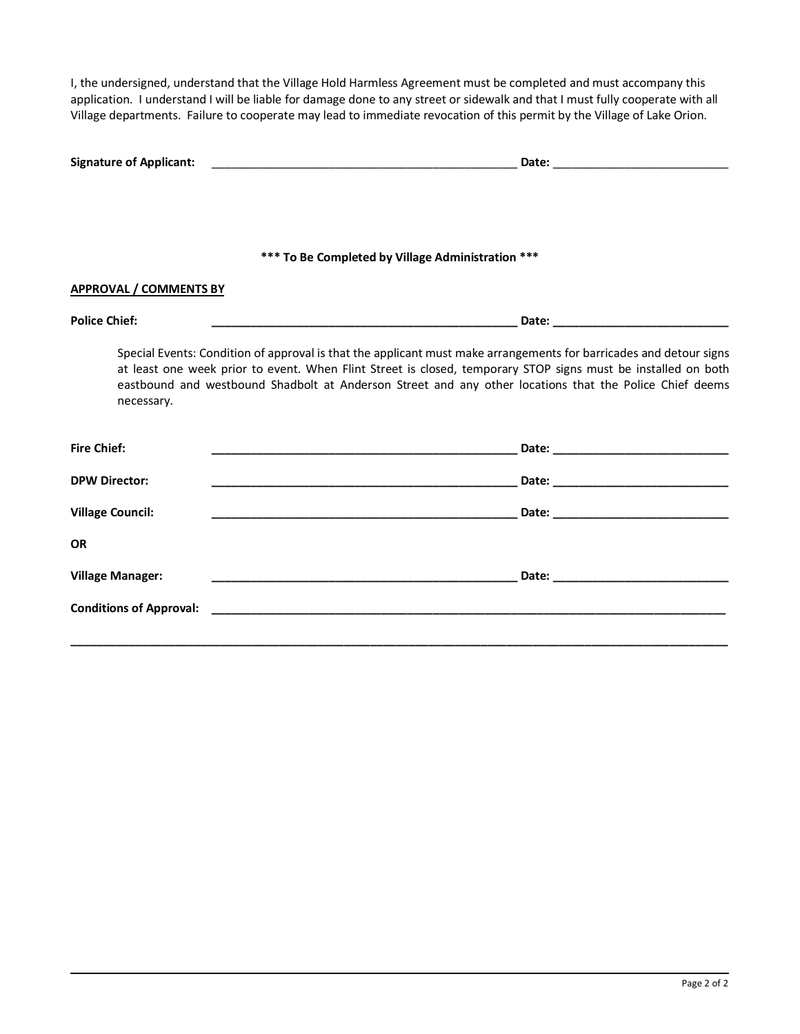I, the undersigned, understand that the Village Hold Harmless Agreement must be completed and must accompany this application. I understand I will be liable for damage done to any street or sidewalk and that I must fully cooperate with all Village departments. Failure to cooperate may lead to immediate revocation of this permit by the Village of Lake Orion.

**Signature of Applicant:** ______________________________________________ **Date:** ___________________________

**\*\*\* To Be Completed by Village Administration \*\*\***

**APPROVAL / COMMENTS BY**

**Police Chief:** ______________________________________________ **Date:** ___________________________

Special Events: Condition of approval is that the applicant must make arrangements for barricades and detour signs at least one week prior to event. When Flint Street is closed, temporary STOP signs must be installed on both eastbound and westbound Shadbolt at Anderson Street and any other locations that the Police Chief deems necessary.

**Fire Chief:** ______________________________________________ **Date:** ___________________________

**DPW Director:** ______________________________________________ **Date:** ___________________________

**Village Council:** ______________________________________________ **Date:** ___________________________

**OR**

**Village Manager:** ______________________________________________ **Date:** ___________________________

**Conditions of Approval:** ________________________________________________________________________________

____________________________________________________________________________________________________